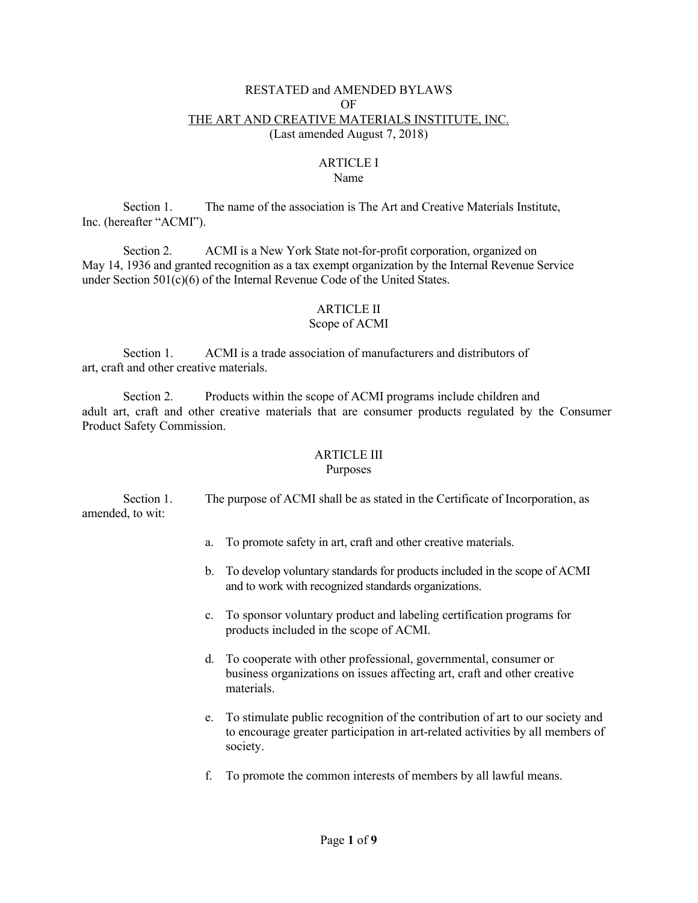# RESTATED and AMENDED BYLAWS OF THE ART AND CREATIVE MATERIALS INSTITUTE, INC.

(Last amended August 7, 2018)

## ARTICLE I
### Name

Section 1. The name of the association is The Art and Creative Materials Institute, Inc. (hereafter "ACMI").

Section 2. ACMI is a New York State not-for-profit corporation, organized on May 14, 1936 and granted recognition as a tax exempt organization by the Internal Revenue Service under Section 501(c)(6) of the Internal Revenue Code of the United States.

## ARTICLE II
### Scope of ACMI

Section 1. ACMI is a trade association of manufacturers and distributors of art, craft and other creative materials.

Section 2. Products within the scope of ACMI programs include children and adult art, craft and other creative materials that are consumer products regulated by the Consumer Product Safety Commission.

## ARTICLE III
### Purposes

Section 1. The purpose of ACMI shall be as stated in the Certificate of Incorporation, as amended, to wit:

a. To promote safety in art, craft and other creative materials.

b. To develop voluntary standards for products included in the scope of ACMI and to work with recognized standards organizations.

c. To sponsor voluntary product and labeling certification programs for products included in the scope of ACMI.

d. To cooperate with other professional, governmental, consumer or business organizations on issues affecting art, craft and other creative materials.

e. To stimulate public recognition of the contribution of art to our society and to encourage greater participation in art-related activities by all members of society.

f. To promote the common interests of members by all lawful means.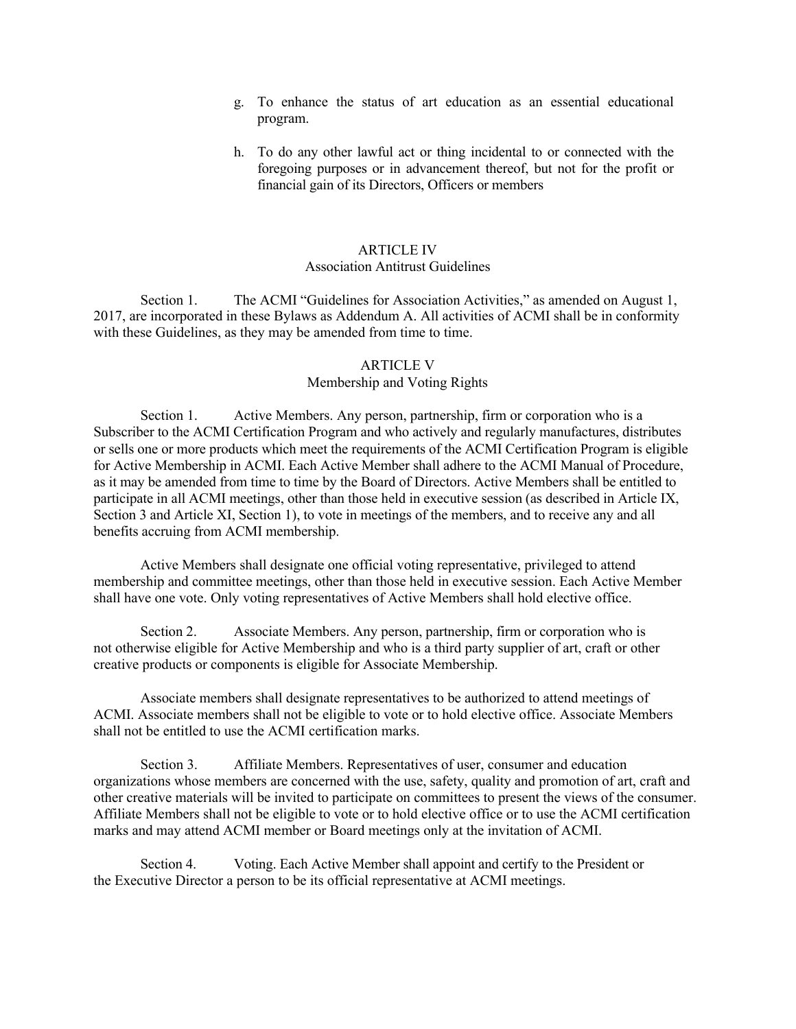g. To enhance the status of art education as an essential educational program.

h. To do any other lawful act or thing incidental to or connected with the foregoing purposes or in advancement thereof, but not for the profit or financial gain of its Directors, Officers or members

## ARTICLE IV
### Association Antitrust Guidelines

Section 1. The ACMI "Guidelines for Association Activities," as amended on August 1, 2017, are incorporated in these Bylaws as Addendum A. All activities of ACMI shall be in conformity with these Guidelines, as they may be amended from time to time.

## ARTICLE V
### Membership and Voting Rights

Section 1. Active Members. Any person, partnership, firm or corporation who is a Subscriber to the ACMI Certification Program and who actively and regularly manufactures, distributes or sells one or more products which meet the requirements of the ACMI Certification Program is eligible for Active Membership in ACMI. Each Active Member shall adhere to the ACMI Manual of Procedure, as it may be amended from time to time by the Board of Directors. Active Members shall be entitled to participate in all ACMI meetings, other than those held in executive session (as described in Article IX, Section 3 and Article XI, Section 1), to vote in meetings of the members, and to receive any and all benefits accruing from ACMI membership.

Active Members shall designate one official voting representative, privileged to attend membership and committee meetings, other than those held in executive session. Each Active Member shall have one vote. Only voting representatives of Active Members shall hold elective office.

Section 2. Associate Members. Any person, partnership, firm or corporation who is not otherwise eligible for Active Membership and who is a third party supplier of art, craft or other creative products or components is eligible for Associate Membership.

Associate members shall designate representatives to be authorized to attend meetings of ACMI. Associate members shall not be eligible to vote or to hold elective office. Associate Members shall not be entitled to use the ACMI certification marks.

Section 3. Affiliate Members. Representatives of user, consumer and education organizations whose members are concerned with the use, safety, quality and promotion of art, craft and other creative materials will be invited to participate on committees to present the views of the consumer. Affiliate Members shall not be eligible to vote or to hold elective office or to use the ACMI certification marks and may attend ACMI member or Board meetings only at the invitation of ACMI.

Section 4. Voting. Each Active Member shall appoint and certify to the President or the Executive Director a person to be its official representative at ACMI meetings.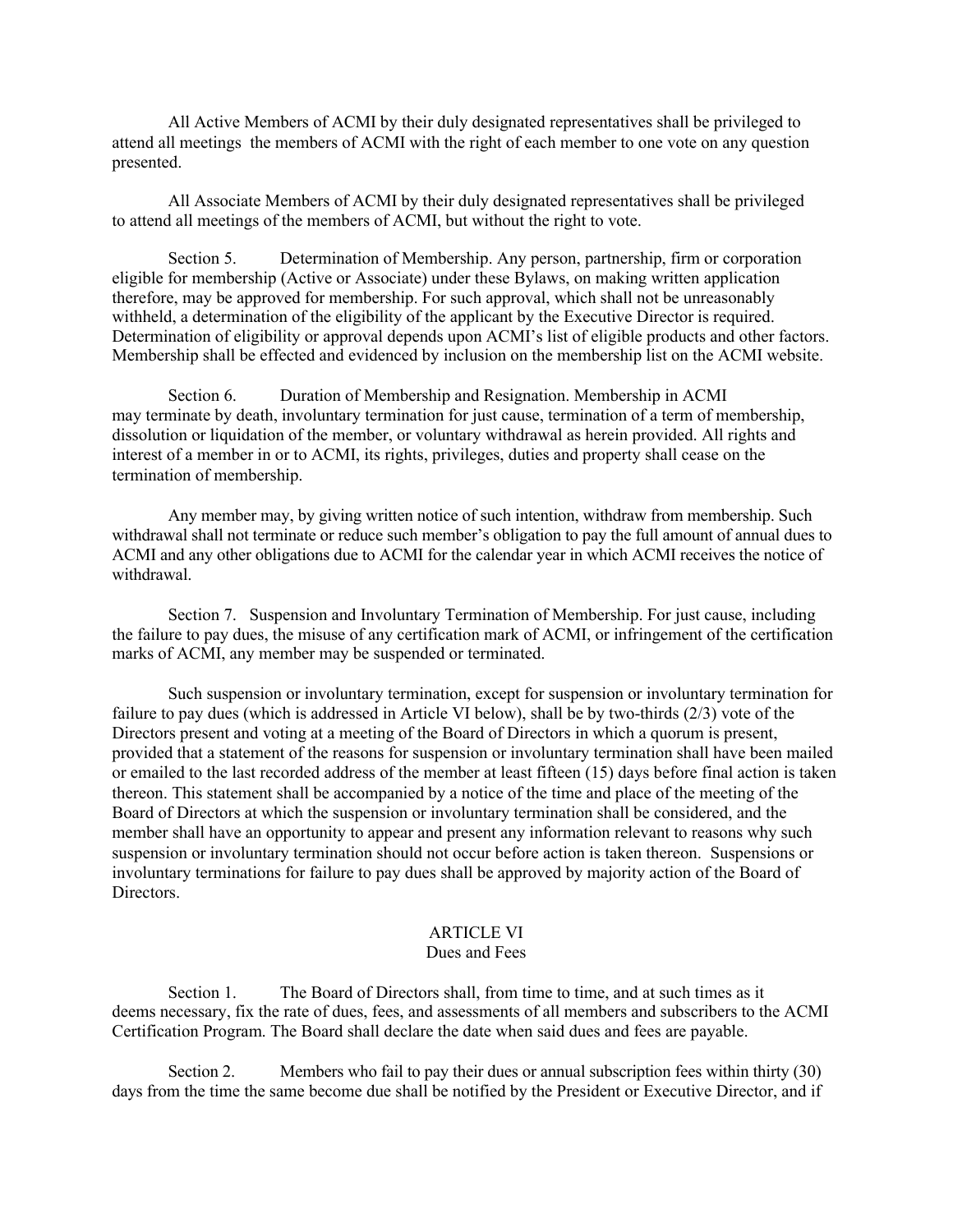All Active Members of ACMI by their duly designated representatives shall be privileged to attend all meetings  the members of ACMI with the right of each member to one vote on any question presented.

All Associate Members of ACMI by their duly designated representatives shall be privileged to attend all meetings of the members of ACMI, but without the right to vote.

Section 5.  Determination of Membership. Any person, partnership, firm or corporation eligible for membership (Active or Associate) under these Bylaws, on making written application therefore, may be approved for membership. For such approval, which shall not be unreasonably withheld, a determination of the eligibility of the applicant by the Executive Director is required. Determination of eligibility or approval depends upon ACMI's list of eligible products and other factors. Membership shall be effected and evidenced by inclusion on the membership list on the ACMI website.

Section 6.  Duration of Membership and Resignation. Membership in ACMI may terminate by death, involuntary termination for just cause, termination of a term of membership, dissolution or liquidation of the member, or voluntary withdrawal as herein provided. All rights and interest of a member in or to ACMI, its rights, privileges, duties and property shall cease on the termination of membership.

Any member may, by giving written notice of such intention, withdraw from membership. Such withdrawal shall not terminate or reduce such member's obligation to pay the full amount of annual dues to ACMI and any other obligations due to ACMI for the calendar year in which ACMI receives the notice of withdrawal.

Section 7.  Suspension and Involuntary Termination of Membership. For just cause, including the failure to pay dues, the misuse of any certification mark of ACMI, or infringement of the certification marks of ACMI, any member may be suspended or terminated.

Such suspension or involuntary termination, except for suspension or involuntary termination for failure to pay dues (which is addressed in Article VI below), shall be by two-thirds (2/3) vote of the Directors present and voting at a meeting of the Board of Directors in which a quorum is present, provided that a statement of the reasons for suspension or involuntary termination shall have been mailed or emailed to the last recorded address of the member at least fifteen (15) days before final action is taken thereon. This statement shall be accompanied by a notice of the time and place of the meeting of the Board of Directors at which the suspension or involuntary termination shall be considered, and the member shall have an opportunity to appear and present any information relevant to reasons why such suspension or involuntary termination should not occur before action is taken thereon.  Suspensions or involuntary terminations for failure to pay dues shall be approved by majority action of the Board of Directors.

## ARTICLE VI
### Dues and Fees

Section 1.  The Board of Directors shall, from time to time, and at such times as it deems necessary, fix the rate of dues, fees, and assessments of all members and subscribers to the ACMI Certification Program. The Board shall declare the date when said dues and fees are payable.

Section 2.  Members who fail to pay their dues or annual subscription fees within thirty (30) days from the time the same become due shall be notified by the President or Executive Director, and if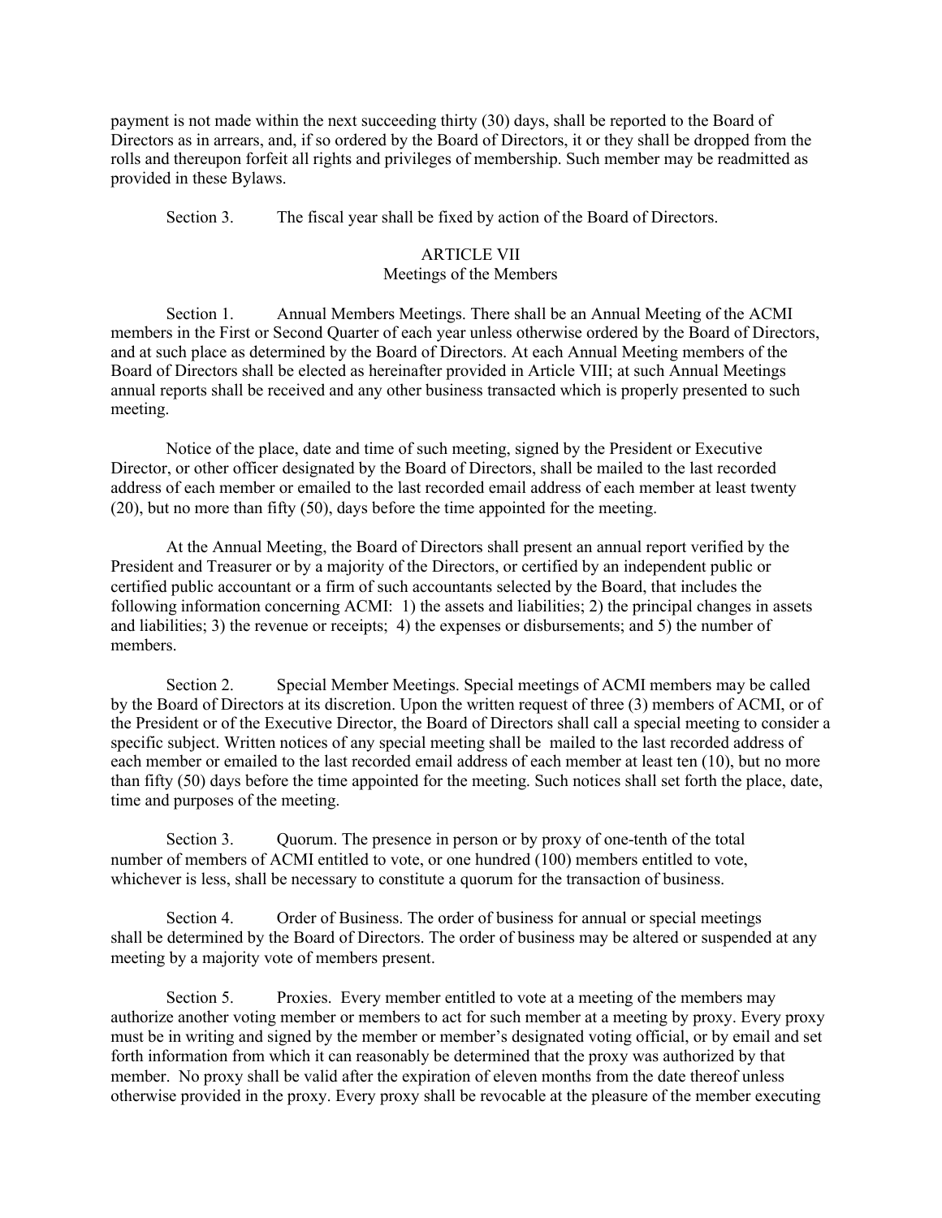payment is not made within the next succeeding thirty (30) days, shall be reported to the Board of Directors as in arrears, and, if so ordered by the Board of Directors, it or they shall be dropped from the rolls and thereupon forfeit all rights and privileges of membership. Such member may be readmitted as provided in these Bylaws.

Section 3. The fiscal year shall be fixed by action of the Board of Directors.

## ARTICLE VII
## Meetings of the Members

Section 1. Annual Members Meetings. There shall be an Annual Meeting of the ACMI members in the First or Second Quarter of each year unless otherwise ordered by the Board of Directors, and at such place as determined by the Board of Directors. At each Annual Meeting members of the Board of Directors shall be elected as hereinafter provided in Article VIII; at such Annual Meetings annual reports shall be received and any other business transacted which is properly presented to such meeting.

Notice of the place, date and time of such meeting, signed by the President or Executive Director, or other officer designated by the Board of Directors, shall be mailed to the last recorded address of each member or emailed to the last recorded email address of each member at least twenty (20), but no more than fifty (50), days before the time appointed for the meeting.

At the Annual Meeting, the Board of Directors shall present an annual report verified by the President and Treasurer or by a majority of the Directors, or certified by an independent public or certified public accountant or a firm of such accountants selected by the Board, that includes the following information concerning ACMI: 1) the assets and liabilities; 2) the principal changes in assets and liabilities; 3) the revenue or receipts; 4) the expenses or disbursements; and 5) the number of members.

Section 2. Special Member Meetings. Special meetings of ACMI members may be called by the Board of Directors at its discretion. Upon the written request of three (3) members of ACMI, or of the President or of the Executive Director, the Board of Directors shall call a special meeting to consider a specific subject. Written notices of any special meeting shall be mailed to the last recorded address of each member or emailed to the last recorded email address of each member at least ten (10), but no more than fifty (50) days before the time appointed for the meeting. Such notices shall set forth the place, date, time and purposes of the meeting.

Section 3. Quorum. The presence in person or by proxy of one-tenth of the total number of members of ACMI entitled to vote, or one hundred (100) members entitled to vote, whichever is less, shall be necessary to constitute a quorum for the transaction of business.

Section 4. Order of Business. The order of business for annual or special meetings shall be determined by the Board of Directors. The order of business may be altered or suspended at any meeting by a majority vote of members present.

Section 5. Proxies. Every member entitled to vote at a meeting of the members may authorize another voting member or members to act for such member at a meeting by proxy. Every proxy must be in writing and signed by the member or member's designated voting official, or by email and set forth information from which it can reasonably be determined that the proxy was authorized by that member. No proxy shall be valid after the expiration of eleven months from the date thereof unless otherwise provided in the proxy. Every proxy shall be revocable at the pleasure of the member executing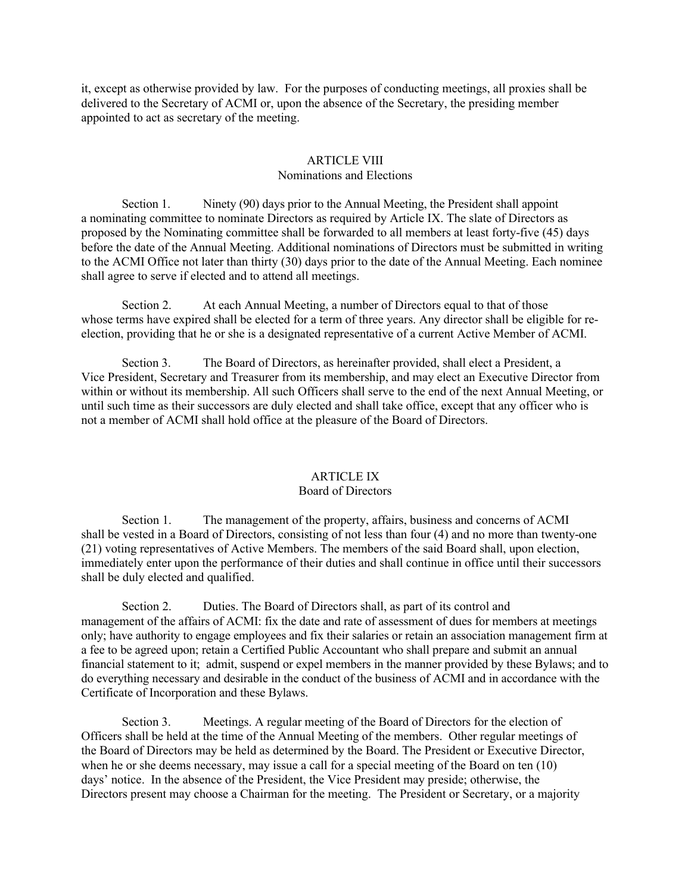it, except as otherwise provided by law. For the purposes of conducting meetings, all proxies shall be delivered to the Secretary of ACMI or, upon the absence of the Secretary, the presiding member appointed to act as secretary of the meeting.

## ARTICLE VIII
### Nominations and Elections

Section 1. Ninety (90) days prior to the Annual Meeting, the President shall appoint a nominating committee to nominate Directors as required by Article IX. The slate of Directors as proposed by the Nominating committee shall be forwarded to all members at least forty-five (45) days before the date of the Annual Meeting. Additional nominations of Directors must be submitted in writing to the ACMI Office not later than thirty (30) days prior to the date of the Annual Meeting. Each nominee shall agree to serve if elected and to attend all meetings.

Section 2. At each Annual Meeting, a number of Directors equal to that of those whose terms have expired shall be elected for a term of three years. Any director shall be eligible for re-election, providing that he or she is a designated representative of a current Active Member of ACMI.

Section 3. The Board of Directors, as hereinafter provided, shall elect a President, a Vice President, Secretary and Treasurer from its membership, and may elect an Executive Director from within or without its membership. All such Officers shall serve to the end of the next Annual Meeting, or until such time as their successors are duly elected and shall take office, except that any officer who is not a member of ACMI shall hold office at the pleasure of the Board of Directors.

## ARTICLE IX
### Board of Directors

Section 1. The management of the property, affairs, business and concerns of ACMI shall be vested in a Board of Directors, consisting of not less than four (4) and no more than twenty-one (21) voting representatives of Active Members. The members of the said Board shall, upon election, immediately enter upon the performance of their duties and shall continue in office until their successors shall be duly elected and qualified.

Section 2. Duties. The Board of Directors shall, as part of its control and management of the affairs of ACMI: fix the date and rate of assessment of dues for members at meetings only; have authority to engage employees and fix their salaries or retain an association management firm at a fee to be agreed upon; retain a Certified Public Accountant who shall prepare and submit an annual financial statement to it; admit, suspend or expel members in the manner provided by these Bylaws; and to do everything necessary and desirable in the conduct of the business of ACMI and in accordance with the Certificate of Incorporation and these Bylaws.

Section 3. Meetings. A regular meeting of the Board of Directors for the election of Officers shall be held at the time of the Annual Meeting of the members. Other regular meetings of the Board of Directors may be held as determined by the Board. The President or Executive Director, when he or she deems necessary, may issue a call for a special meeting of the Board on ten (10) days' notice. In the absence of the President, the Vice President may preside; otherwise, the Directors present may choose a Chairman for the meeting. The President or Secretary, or a majority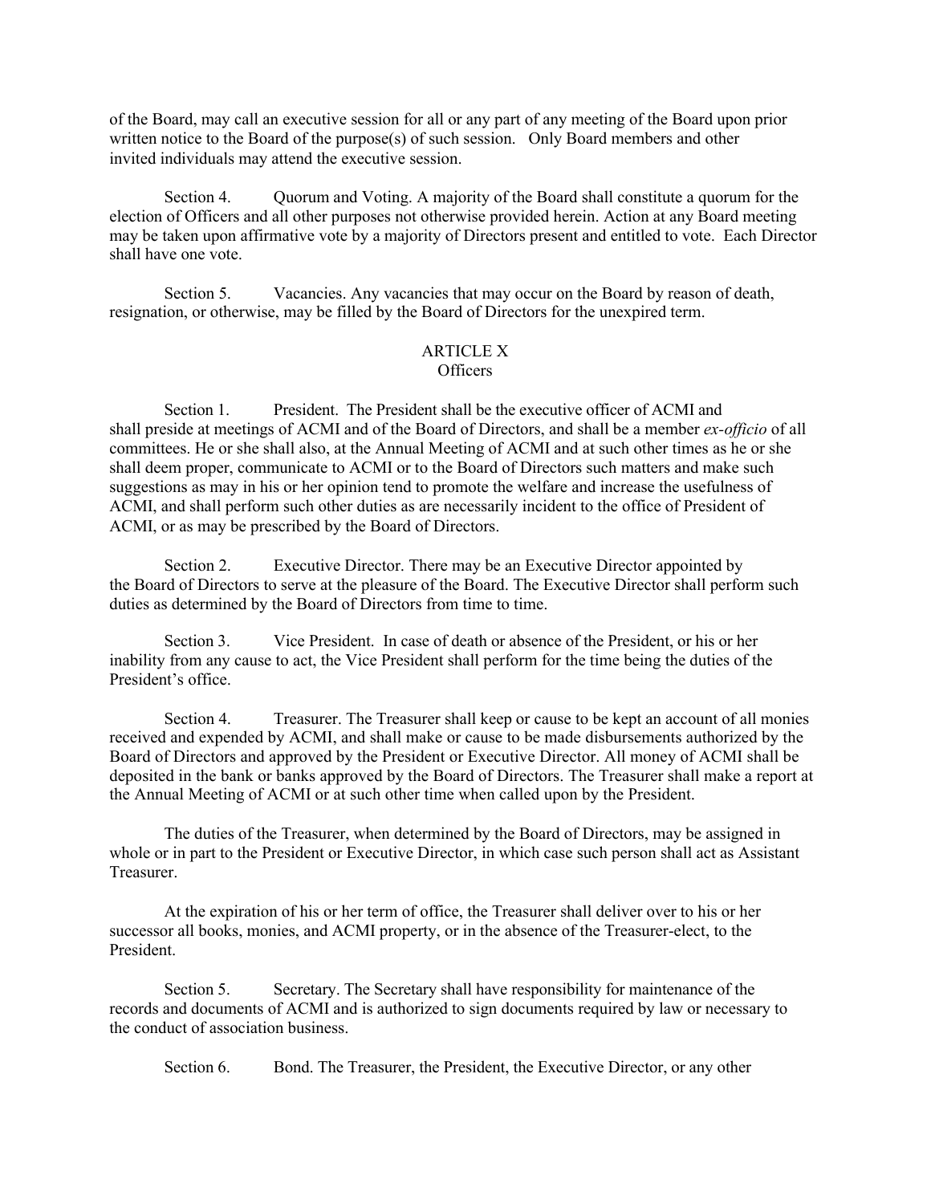of the Board, may call an executive session for all or any part of any meeting of the Board upon prior written notice to the Board of the purpose(s) of such session. Only Board members and other invited individuals may attend the executive session.

Section 4. Quorum and Voting. A majority of the Board shall constitute a quorum for the election of Officers and all other purposes not otherwise provided herein. Action at any Board meeting may be taken upon affirmative vote by a majority of Directors present and entitled to vote. Each Director shall have one vote.

Section 5. Vacancies. Any vacancies that may occur on the Board by reason of death, resignation, or otherwise, may be filled by the Board of Directors for the unexpired term.

## ARTICLE X
## Officers

Section 1. President. The President shall be the executive officer of ACMI and shall preside at meetings of ACMI and of the Board of Directors, and shall be a member *ex-officio* of all committees. He or she shall also, at the Annual Meeting of ACMI and at such other times as he or she shall deem proper, communicate to ACMI or to the Board of Directors such matters and make such suggestions as may in his or her opinion tend to promote the welfare and increase the usefulness of ACMI, and shall perform such other duties as are necessarily incident to the office of President of ACMI, or as may be prescribed by the Board of Directors.

Section 2. Executive Director. There may be an Executive Director appointed by the Board of Directors to serve at the pleasure of the Board. The Executive Director shall perform such duties as determined by the Board of Directors from time to time.

Section 3. Vice President. In case of death or absence of the President, or his or her inability from any cause to act, the Vice President shall perform for the time being the duties of the President's office.

Section 4. Treasurer. The Treasurer shall keep or cause to be kept an account of all monies received and expended by ACMI, and shall make or cause to be made disbursements authorized by the Board of Directors and approved by the President or Executive Director. All money of ACMI shall be deposited in the bank or banks approved by the Board of Directors. The Treasurer shall make a report at the Annual Meeting of ACMI or at such other time when called upon by the President.

The duties of the Treasurer, when determined by the Board of Directors, may be assigned in whole or in part to the President or Executive Director, in which case such person shall act as Assistant Treasurer.

At the expiration of his or her term of office, the Treasurer shall deliver over to his or her successor all books, monies, and ACMI property, or in the absence of the Treasurer-elect, to the President.

Section 5. Secretary. The Secretary shall have responsibility for maintenance of the records and documents of ACMI and is authorized to sign documents required by law or necessary to the conduct of association business.

Section 6. Bond. The Treasurer, the President, the Executive Director, or any other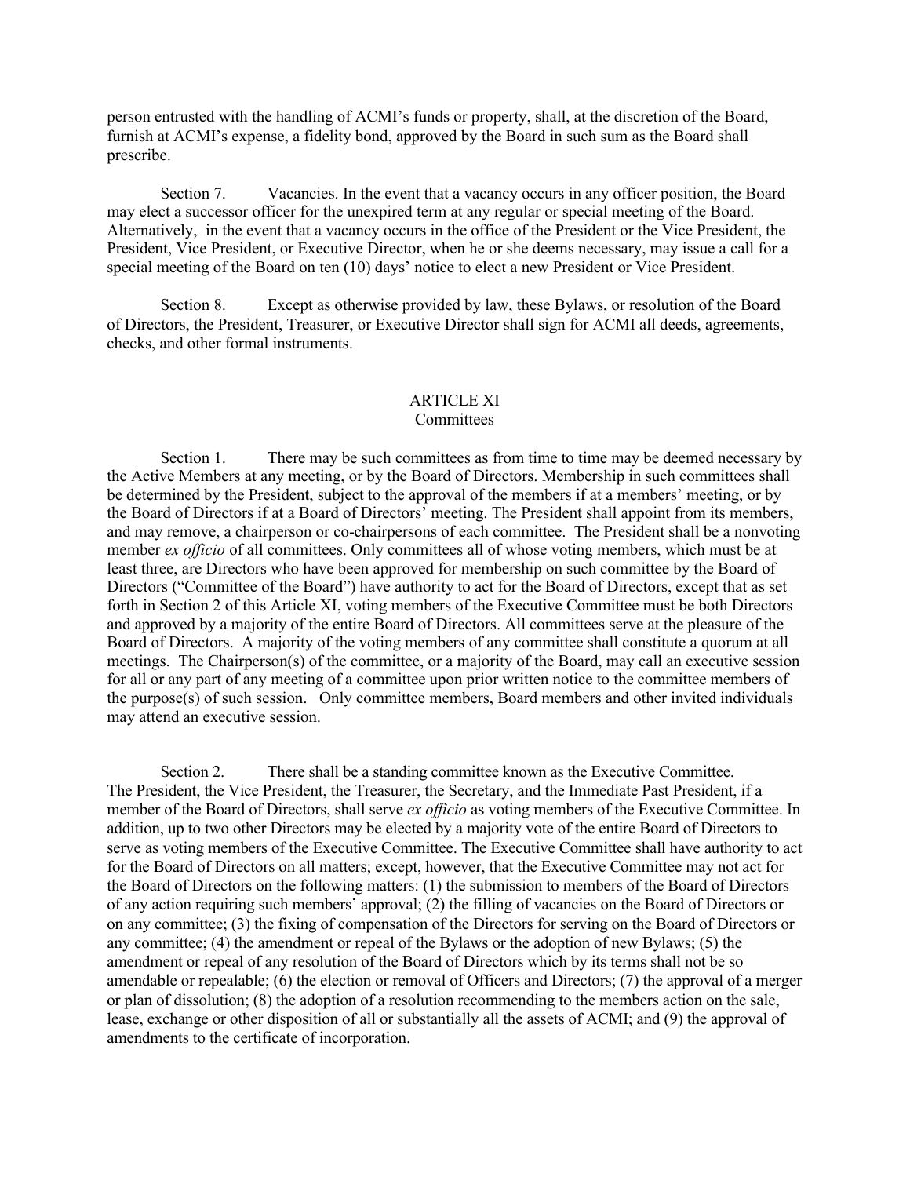person entrusted with the handling of ACMI's funds or property, shall, at the discretion of the Board, furnish at ACMI's expense, a fidelity bond, approved by the Board in such sum as the Board shall prescribe.

Section 7. Vacancies. In the event that a vacancy occurs in any officer position, the Board may elect a successor officer for the unexpired term at any regular or special meeting of the Board. Alternatively, in the event that a vacancy occurs in the office of the President or the Vice President, the President, Vice President, or Executive Director, when he or she deems necessary, may issue a call for a special meeting of the Board on ten (10) days' notice to elect a new President or Vice President.

Section 8. Except as otherwise provided by law, these Bylaws, or resolution of the Board of Directors, the President, Treasurer, or Executive Director shall sign for ACMI all deeds, agreements, checks, and other formal instruments.

## ARTICLE XI
### Committees

Section 1. There may be such committees as from time to time may be deemed necessary by the Active Members at any meeting, or by the Board of Directors. Membership in such committees shall be determined by the President, subject to the approval of the members if at a members' meeting, or by the Board of Directors if at a Board of Directors' meeting. The President shall appoint from its members, and may remove, a chairperson or co-chairpersons of each committee. The President shall be a nonvoting member *ex officio* of all committees. Only committees all of whose voting members, which must be at least three, are Directors who have been approved for membership on such committee by the Board of Directors ("Committee of the Board") have authority to act for the Board of Directors, except that as set forth in Section 2 of this Article XI, voting members of the Executive Committee must be both Directors and approved by a majority of the entire Board of Directors. All committees serve at the pleasure of the Board of Directors. A majority of the voting members of any committee shall constitute a quorum at all meetings. The Chairperson(s) of the committee, or a majority of the Board, may call an executive session for all or any part of any meeting of a committee upon prior written notice to the committee members of the purpose(s) of such session. Only committee members, Board members and other invited individuals may attend an executive session.

Section 2. There shall be a standing committee known as the Executive Committee. The President, the Vice President, the Treasurer, the Secretary, and the Immediate Past President, if a member of the Board of Directors, shall serve *ex officio* as voting members of the Executive Committee. In addition, up to two other Directors may be elected by a majority vote of the entire Board of Directors to serve as voting members of the Executive Committee. The Executive Committee shall have authority to act for the Board of Directors on all matters; except, however, that the Executive Committee may not act for the Board of Directors on the following matters: (1) the submission to members of the Board of Directors of any action requiring such members' approval; (2) the filling of vacancies on the Board of Directors or on any committee; (3) the fixing of compensation of the Directors for serving on the Board of Directors or any committee; (4) the amendment or repeal of the Bylaws or the adoption of new Bylaws; (5) the amendment or repeal of any resolution of the Board of Directors which by its terms shall not be so amendable or repealable; (6) the election or removal of Officers and Directors; (7) the approval of a merger or plan of dissolution; (8) the adoption of a resolution recommending to the members action on the sale, lease, exchange or other disposition of all or substantially all the assets of ACMI; and (9) the approval of amendments to the certificate of incorporation.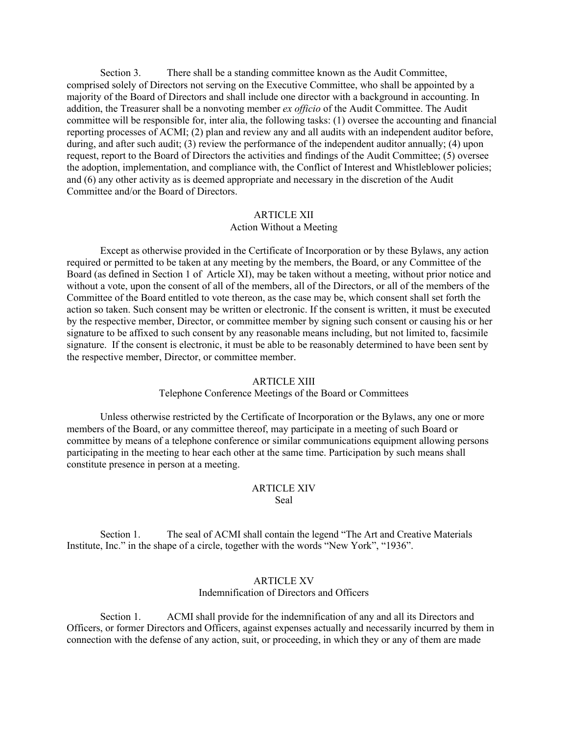Section 3. There shall be a standing committee known as the Audit Committee, comprised solely of Directors not serving on the Executive Committee, who shall be appointed by a majority of the Board of Directors and shall include one director with a background in accounting. In addition, the Treasurer shall be a nonvoting member *ex officio* of the Audit Committee. The Audit committee will be responsible for, inter alia, the following tasks: (1) oversee the accounting and financial reporting processes of ACMI; (2) plan and review any and all audits with an independent auditor before, during, and after such audit; (3) review the performance of the independent auditor annually; (4) upon request, report to the Board of Directors the activities and findings of the Audit Committee; (5) oversee the adoption, implementation, and compliance with, the Conflict of Interest and Whistleblower policies; and (6) any other activity as is deemed appropriate and necessary in the discretion of the Audit Committee and/or the Board of Directors.

## ARTICLE XII
### Action Without a Meeting

Except as otherwise provided in the Certificate of Incorporation or by these Bylaws, any action required or permitted to be taken at any meeting by the members, the Board, or any Committee of the Board (as defined in Section 1 of Article XI), may be taken without a meeting, without prior notice and without a vote, upon the consent of all of the members, all of the Directors, or all of the members of the Committee of the Board entitled to vote thereon, as the case may be, which consent shall set forth the action so taken. Such consent may be written or electronic. If the consent is written, it must be executed by the respective member, Director, or committee member by signing such consent or causing his or her signature to be affixed to such consent by any reasonable means including, but not limited to, facsimile signature. If the consent is electronic, it must be able to be reasonably determined to have been sent by the respective member, Director, or committee member.

## ARTICLE XIII
### Telephone Conference Meetings of the Board or Committees

Unless otherwise restricted by the Certificate of Incorporation or the Bylaws, any one or more members of the Board, or any committee thereof, may participate in a meeting of such Board or committee by means of a telephone conference or similar communications equipment allowing persons participating in the meeting to hear each other at the same time. Participation by such means shall constitute presence in person at a meeting.

## ARTICLE XIV
### Seal

Section 1. The seal of ACMI shall contain the legend "The Art and Creative Materials Institute, Inc." in the shape of a circle, together with the words "New York", "1936".

## ARTICLE XV
### Indemnification of Directors and Officers

Section 1. ACMI shall provide for the indemnification of any and all its Directors and Officers, or former Directors and Officers, against expenses actually and necessarily incurred by them in connection with the defense of any action, suit, or proceeding, in which they or any of them are made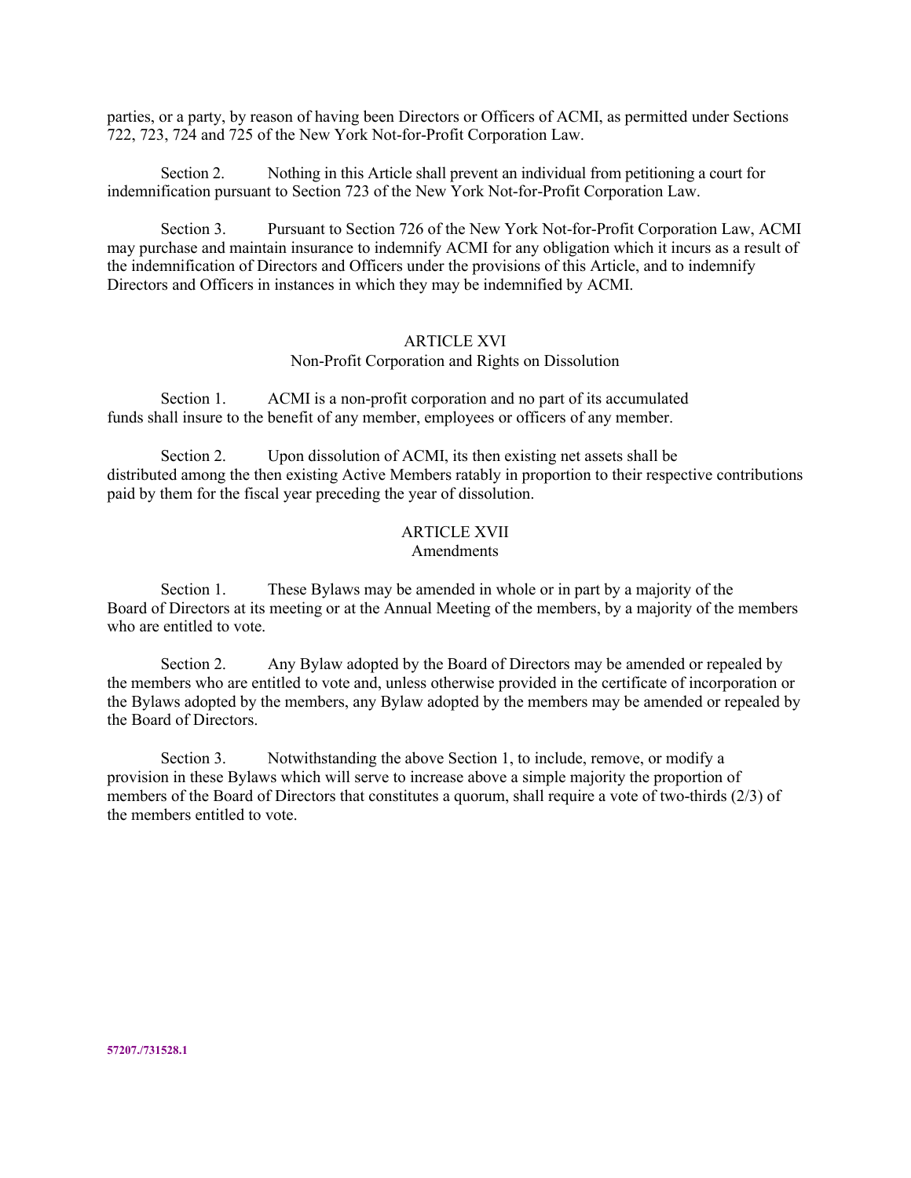parties, or a party, by reason of having been Directors or Officers of ACMI, as permitted under Sections 722, 723, 724 and 725 of the New York Not-for-Profit Corporation Law.

Section 2. Nothing in this Article shall prevent an individual from petitioning a court for indemnification pursuant to Section 723 of the New York Not-for-Profit Corporation Law.

Section 3. Pursuant to Section 726 of the New York Not-for-Profit Corporation Law, ACMI may purchase and maintain insurance to indemnify ACMI for any obligation which it incurs as a result of the indemnification of Directors and Officers under the provisions of this Article, and to indemnify Directors and Officers in instances in which they may be indemnified by ACMI.

## ARTICLE XVI
### Non-Profit Corporation and Rights on Dissolution

Section 1. ACMI is a non-profit corporation and no part of its accumulated funds shall insure to the benefit of any member, employees or officers of any member.

Section 2. Upon dissolution of ACMI, its then existing net assets shall be distributed among the then existing Active Members ratably in proportion to their respective contributions paid by them for the fiscal year preceding the year of dissolution.

## ARTICLE XVII
### Amendments

Section 1. These Bylaws may be amended in whole or in part by a majority of the Board of Directors at its meeting or at the Annual Meeting of the members, by a majority of the members who are entitled to vote.

Section 2. Any Bylaw adopted by the Board of Directors may be amended or repealed by the members who are entitled to vote and, unless otherwise provided in the certificate of incorporation or the Bylaws adopted by the members, any Bylaw adopted by the members may be amended or repealed by the Board of Directors.

Section 3. Notwithstanding the above Section 1, to include, remove, or modify a provision in these Bylaws which will serve to increase above a simple majority the proportion of members of the Board of Directors that constitutes a quorum, shall require a vote of two-thirds (2/3) of the members entitled to vote.

**57207./731528.1**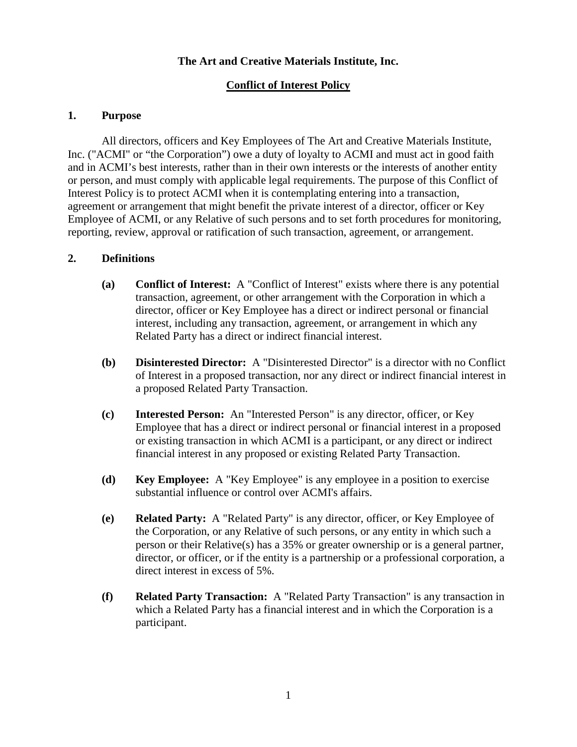**The Art and Creative Materials Institute, Inc.**

**Conflict of Interest Policy**

## 1. Purpose

All directors, officers and Key Employees of The Art and Creative Materials Institute, Inc. ("ACMI" or "the Corporation") owe a duty of loyalty to ACMI and must act in good faith and in ACMI's best interests, rather than in their own interests or the interests of another entity or person, and must comply with applicable legal requirements. The purpose of this Conflict of Interest Policy is to protect ACMI when it is contemplating entering into a transaction, agreement or arrangement that might benefit the private interest of a director, officer or Key Employee of ACMI, or any Relative of such persons and to set forth procedures for monitoring, reporting, review, approval or ratification of such transaction, agreement, or arrangement.

## 2. Definitions

**(a) Conflict of Interest:** A "Conflict of Interest" exists where there is any potential transaction, agreement, or other arrangement with the Corporation in which a director, officer or Key Employee has a direct or indirect personal or financial interest, including any transaction, agreement, or arrangement in which any Related Party has a direct or indirect financial interest.

**(b) Disinterested Director:** A "Disinterested Director" is a director with no Conflict of Interest in a proposed transaction, nor any direct or indirect financial interest in a proposed Related Party Transaction.

**(c) Interested Person:** An "Interested Person" is any director, officer, or Key Employee that has a direct or indirect personal or financial interest in a proposed or existing transaction in which ACMI is a participant, or any direct or indirect financial interest in any proposed or existing Related Party Transaction.

**(d) Key Employee:** A "Key Employee" is any employee in a position to exercise substantial influence or control over ACMI's affairs.

**(e) Related Party:** A "Related Party" is any director, officer, or Key Employee of the Corporation, or any Relative of such persons, or any entity in which such a person or their Relative(s) has a 35% or greater ownership or is a general partner, director, or officer, or if the entity is a partnership or a professional corporation, a direct interest in excess of 5%.

**(f) Related Party Transaction:** A "Related Party Transaction" is any transaction in which a Related Party has a financial interest and in which the Corporation is a participant.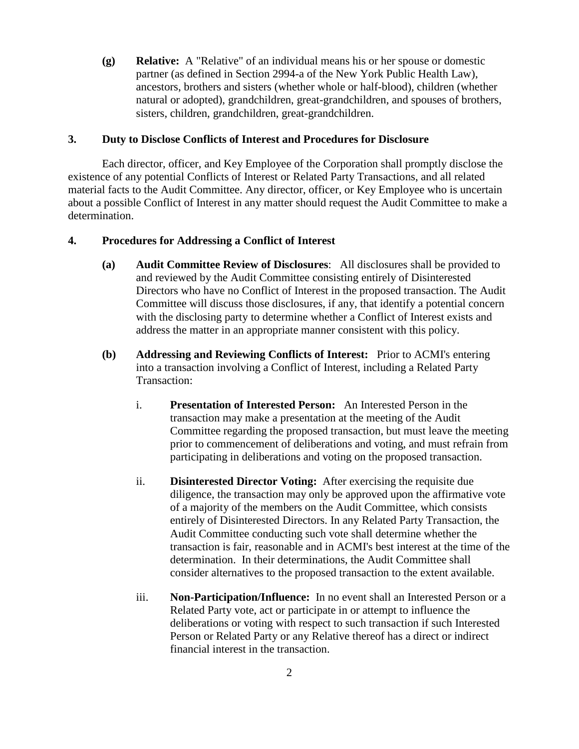**(g)** **Relative:** A "Relative" of an individual means his or her spouse or domestic partner (as defined in Section 2994-a of the New York Public Health Law), ancestors, brothers and sisters (whether whole or half-blood), children (whether natural or adopted), grandchildren, great-grandchildren, and spouses of brothers, sisters, children, grandchildren, great-grandchildren.

### 3. Duty to Disclose Conflicts of Interest and Procedures for Disclosure

Each director, officer, and Key Employee of the Corporation shall promptly disclose the existence of any potential Conflicts of Interest or Related Party Transactions, and all related material facts to the Audit Committee. Any director, officer, or Key Employee who is uncertain about a possible Conflict of Interest in any matter should request the Audit Committee to make a determination.

### 4. Procedures for Addressing a Conflict of Interest

**(a)** **Audit Committee Review of Disclosures**: All disclosures shall be provided to and reviewed by the Audit Committee consisting entirely of Disinterested Directors who have no Conflict of Interest in the proposed transaction. The Audit Committee will discuss those disclosures, if any, that identify a potential concern with the disclosing party to determine whether a Conflict of Interest exists and address the matter in an appropriate manner consistent with this policy.

**(b)** **Addressing and Reviewing Conflicts of Interest:** Prior to ACMI's entering into a transaction involving a Conflict of Interest, including a Related Party Transaction:

i. **Presentation of Interested Person:** An Interested Person in the transaction may make a presentation at the meeting of the Audit Committee regarding the proposed transaction, but must leave the meeting prior to commencement of deliberations and voting, and must refrain from participating in deliberations and voting on the proposed transaction.

ii. **Disinterested Director Voting:** After exercising the requisite due diligence, the transaction may only be approved upon the affirmative vote of a majority of the members on the Audit Committee, which consists entirely of Disinterested Directors. In any Related Party Transaction, the Audit Committee conducting such vote shall determine whether the transaction is fair, reasonable and in ACMI's best interest at the time of the determination. In their determinations, the Audit Committee shall consider alternatives to the proposed transaction to the extent available.

iii. **Non-Participation/Influence:** In no event shall an Interested Person or a Related Party vote, act or participate in or attempt to influence the deliberations or voting with respect to such transaction if such Interested Person or Related Party or any Relative thereof has a direct or indirect financial interest in the transaction.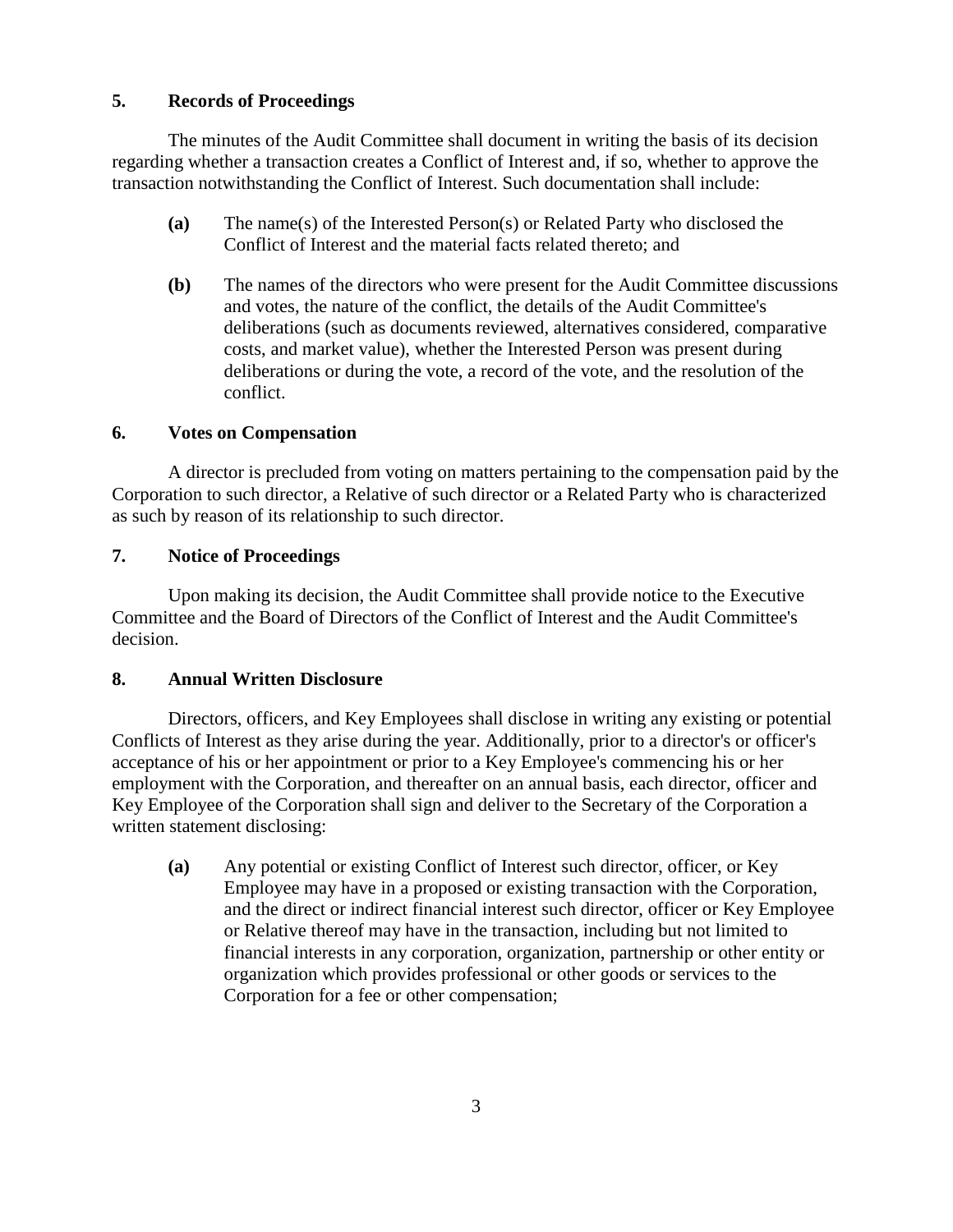## 5. Records of Proceedings

The minutes of the Audit Committee shall document in writing the basis of its decision regarding whether a transaction creates a Conflict of Interest and, if so, whether to approve the transaction notwithstanding the Conflict of Interest. Such documentation shall include:

**(a)** The name(s) of the Interested Person(s) or Related Party who disclosed the Conflict of Interest and the material facts related thereto; and

**(b)** The names of the directors who were present for the Audit Committee discussions and votes, the nature of the conflict, the details of the Audit Committee's deliberations (such as documents reviewed, alternatives considered, comparative costs, and market value), whether the Interested Person was present during deliberations or during the vote, a record of the vote, and the resolution of the conflict.

## 6. Votes on Compensation

A director is precluded from voting on matters pertaining to the compensation paid by the Corporation to such director, a Relative of such director or a Related Party who is characterized as such by reason of its relationship to such director.

## 7. Notice of Proceedings

Upon making its decision, the Audit Committee shall provide notice to the Executive Committee and the Board of Directors of the Conflict of Interest and the Audit Committee's decision.

## 8. Annual Written Disclosure

Directors, officers, and Key Employees shall disclose in writing any existing or potential Conflicts of Interest as they arise during the year. Additionally, prior to a director's or officer's acceptance of his or her appointment or prior to a Key Employee's commencing his or her employment with the Corporation, and thereafter on an annual basis, each director, officer and Key Employee of the Corporation shall sign and deliver to the Secretary of the Corporation a written statement disclosing:

**(a)** Any potential or existing Conflict of Interest such director, officer, or Key Employee may have in a proposed or existing transaction with the Corporation, and the direct or indirect financial interest such director, officer or Key Employee or Relative thereof may have in the transaction, including but not limited to financial interests in any corporation, organization, partnership or other entity or organization which provides professional or other goods or services to the Corporation for a fee or other compensation;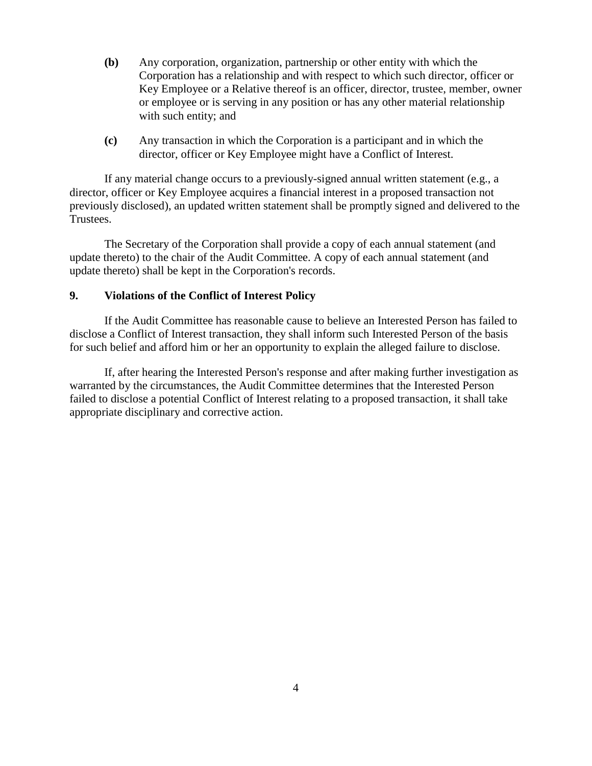**(b)** Any corporation, organization, partnership or other entity with which the Corporation has a relationship and with respect to which such director, officer or Key Employee or a Relative thereof is an officer, director, trustee, member, owner or employee or is serving in any position or has any other material relationship with such entity; and

**(c)** Any transaction in which the Corporation is a participant and in which the director, officer or Key Employee might have a Conflict of Interest.

If any material change occurs to a previously-signed annual written statement (e.g., a director, officer or Key Employee acquires a financial interest in a proposed transaction not previously disclosed), an updated written statement shall be promptly signed and delivered to the Trustees.

The Secretary of the Corporation shall provide a copy of each annual statement (and update thereto) to the chair of the Audit Committee. A copy of each annual statement (and update thereto) shall be kept in the Corporation's records.

## 9. Violations of the Conflict of Interest Policy

If the Audit Committee has reasonable cause to believe an Interested Person has failed to disclose a Conflict of Interest transaction, they shall inform such Interested Person of the basis for such belief and afford him or her an opportunity to explain the alleged failure to disclose.

If, after hearing the Interested Person's response and after making further investigation as warranted by the circumstances, the Audit Committee determines that the Interested Person failed to disclose a potential Conflict of Interest relating to a proposed transaction, it shall take appropriate disciplinary and corrective action.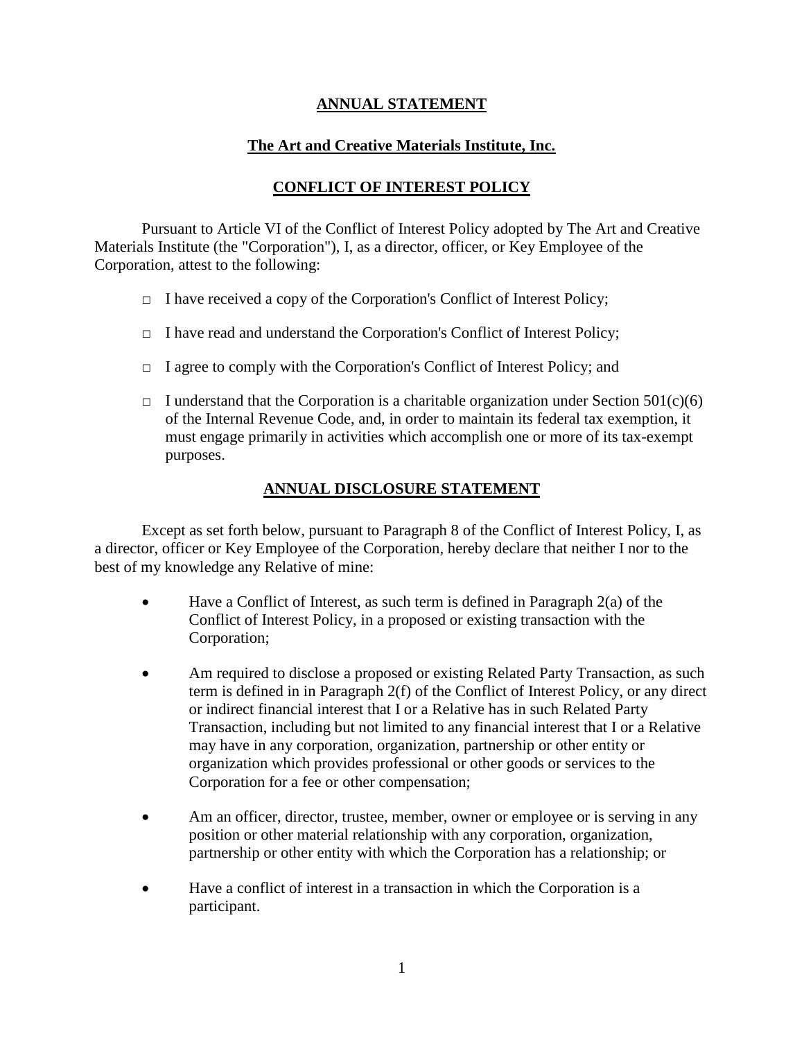**ANNUAL STATEMENT**

**The Art and Creative Materials Institute, Inc.**

**CONFLICT OF INTEREST POLICY**

Pursuant to Article VI of the Conflict of Interest Policy adopted by The Art and Creative Materials Institute (the "Corporation"), I, as a director, officer, or Key Employee of the Corporation, attest to the following:

- □ I have received a copy of the Corporation's Conflict of Interest Policy;
- □ I have read and understand the Corporation's Conflict of Interest Policy;
- □ I agree to comply with the Corporation's Conflict of Interest Policy; and
- □ I understand that the Corporation is a charitable organization under Section 501(c)(6) of the Internal Revenue Code, and, in order to maintain its federal tax exemption, it must engage primarily in activities which accomplish one or more of its tax-exempt purposes.

**ANNUAL DISCLOSURE STATEMENT**

Except as set forth below, pursuant to Paragraph 8 of the Conflict of Interest Policy, I, as a director, officer or Key Employee of the Corporation, hereby declare that neither I nor to the best of my knowledge any Relative of mine:

- Have a Conflict of Interest, as such term is defined in Paragraph 2(a) of the Conflict of Interest Policy, in a proposed or existing transaction with the Corporation;
- Am required to disclose a proposed or existing Related Party Transaction, as such term is defined in in Paragraph 2(f) of the Conflict of Interest Policy, or any direct or indirect financial interest that I or a Relative has in such Related Party Transaction, including but not limited to any financial interest that I or a Relative may have in any corporation, organization, partnership or other entity or organization which provides professional or other goods or services to the Corporation for a fee or other compensation;
- Am an officer, director, trustee, member, owner or employee or is serving in any position or other material relationship with any corporation, organization, partnership or other entity with which the Corporation has a relationship; or
- Have a conflict of interest in a transaction in which the Corporation is a participant.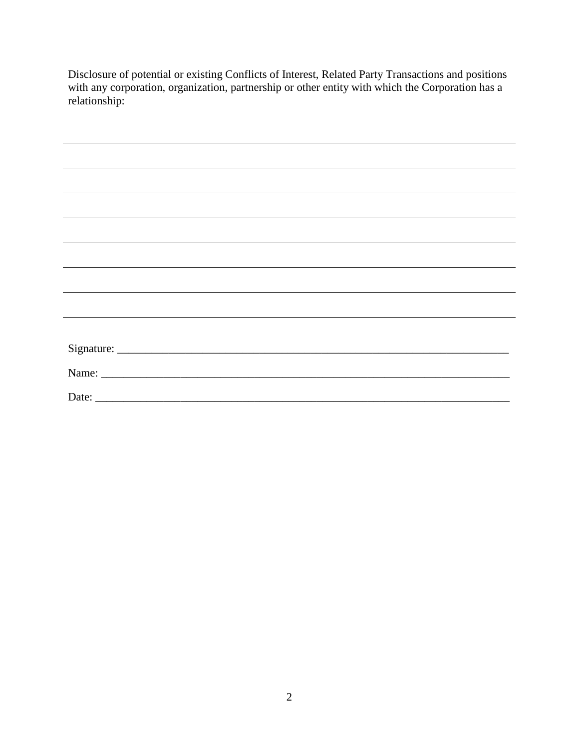Disclosure of potential or existing Conflicts of Interest, Related Party Transactions and positions with any corporation, organization, partnership or other entity with which the Corporation has a relationship:

\_\_\_\_\_\_\_\_\_\_\_\_\_\_\_\_\_\_\_\_\_\_\_\_\_\_\_\_\_\_\_\_\_\_\_\_\_\_\_\_\_\_\_\_\_\_\_\_\_\_\_\_\_\_\_\_\_\_\_\_\_\_\_\_\_\_\_\_\_\_\_\_\_\_\_\_

\_\_\_\_\_\_\_\_\_\_\_\_\_\_\_\_\_\_\_\_\_\_\_\_\_\_\_\_\_\_\_\_\_\_\_\_\_\_\_\_\_\_\_\_\_\_\_\_\_\_\_\_\_\_\_\_\_\_\_\_\_\_\_\_\_\_\_\_\_\_\_\_\_\_\_\_

\_\_\_\_\_\_\_\_\_\_\_\_\_\_\_\_\_\_\_\_\_\_\_\_\_\_\_\_\_\_\_\_\_\_\_\_\_\_\_\_\_\_\_\_\_\_\_\_\_\_\_\_\_\_\_\_\_\_\_\_\_\_\_\_\_\_\_\_\_\_\_\_\_\_\_\_

\_\_\_\_\_\_\_\_\_\_\_\_\_\_\_\_\_\_\_\_\_\_\_\_\_\_\_\_\_\_\_\_\_\_\_\_\_\_\_\_\_\_\_\_\_\_\_\_\_\_\_\_\_\_\_\_\_\_\_\_\_\_\_\_\_\_\_\_\_\_\_\_\_\_\_\_

\_\_\_\_\_\_\_\_\_\_\_\_\_\_\_\_\_\_\_\_\_\_\_\_\_\_\_\_\_\_\_\_\_\_\_\_\_\_\_\_\_\_\_\_\_\_\_\_\_\_\_\_\_\_\_\_\_\_\_\_\_\_\_\_\_\_\_\_\_\_\_\_\_\_\_\_

\_\_\_\_\_\_\_\_\_\_\_\_\_\_\_\_\_\_\_\_\_\_\_\_\_\_\_\_\_\_\_\_\_\_\_\_\_\_\_\_\_\_\_\_\_\_\_\_\_\_\_\_\_\_\_\_\_\_\_\_\_\_\_\_\_\_\_\_\_\_\_\_\_\_\_\_

\_\_\_\_\_\_\_\_\_\_\_\_\_\_\_\_\_\_\_\_\_\_\_\_\_\_\_\_\_\_\_\_\_\_\_\_\_\_\_\_\_\_\_\_\_\_\_\_\_\_\_\_\_\_\_\_\_\_\_\_\_\_\_\_\_\_\_\_\_\_\_\_\_\_\_\_

\_\_\_\_\_\_\_\_\_\_\_\_\_\_\_\_\_\_\_\_\_\_\_\_\_\_\_\_\_\_\_\_\_\_\_\_\_\_\_\_\_\_\_\_\_\_\_\_\_\_\_\_\_\_\_\_\_\_\_\_\_\_\_\_\_\_\_\_\_\_\_\_\_\_\_\_

Signature: \_\_\_\_\_\_\_\_\_\_\_\_\_\_\_\_\_\_\_\_\_\_\_\_\_\_\_\_\_\_\_\_\_\_\_\_\_\_\_\_\_\_\_\_\_\_\_\_\_\_\_\_\_\_\_\_\_\_\_\_\_\_\_\_\_\_\_

Name: \_\_\_\_\_\_\_\_\_\_\_\_\_\_\_\_\_\_\_\_\_\_\_\_\_\_\_\_\_\_\_\_\_\_\_\_\_\_\_\_\_\_\_\_\_\_\_\_\_\_\_\_\_\_\_\_\_\_\_\_\_\_\_\_\_\_\_\_\_\_

Date: \_\_\_\_\_\_\_\_\_\_\_\_\_\_\_\_\_\_\_\_\_\_\_\_\_\_\_\_\_\_\_\_\_\_\_\_\_\_\_\_\_\_\_\_\_\_\_\_\_\_\_\_\_\_\_\_\_\_\_\_\_\_\_\_\_\_\_\_\_\_\_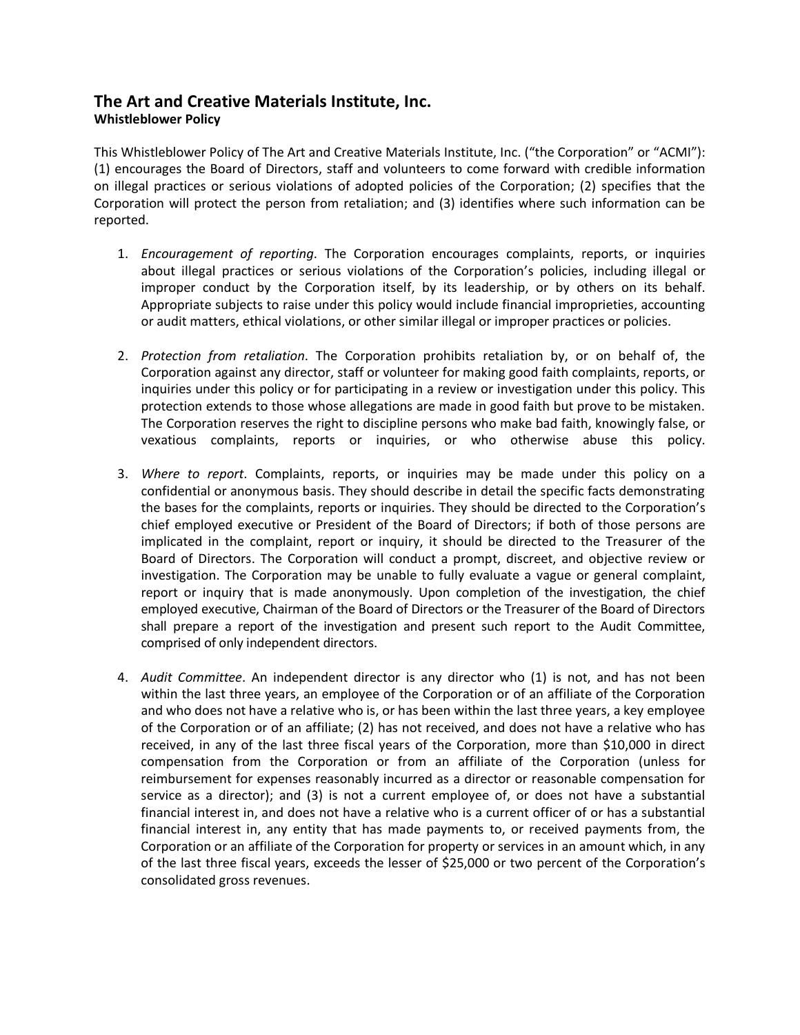# The Art and Creative Materials Institute, Inc.

**Whistleblower Policy**

This Whistleblower Policy of The Art and Creative Materials Institute, Inc. ("the Corporation" or "ACMI"): (1) encourages the Board of Directors, staff and volunteers to come forward with credible information on illegal practices or serious violations of adopted policies of the Corporation; (2) specifies that the Corporation will protect the person from retaliation; and (3) identifies where such information can be reported.

1. *Encouragement of reporting*. The Corporation encourages complaints, reports, or inquiries about illegal practices or serious violations of the Corporation's policies, including illegal or improper conduct by the Corporation itself, by its leadership, or by others on its behalf. Appropriate subjects to raise under this policy would include financial improprieties, accounting or audit matters, ethical violations, or other similar illegal or improper practices or policies.

2. *Protection from retaliation*. The Corporation prohibits retaliation by, or on behalf of, the Corporation against any director, staff or volunteer for making good faith complaints, reports, or inquiries under this policy or for participating in a review or investigation under this policy. This protection extends to those whose allegations are made in good faith but prove to be mistaken. The Corporation reserves the right to discipline persons who make bad faith, knowingly false, or vexatious complaints, reports or inquiries, or who otherwise abuse this policy.

3. *Where to report*. Complaints, reports, or inquiries may be made under this policy on a confidential or anonymous basis. They should describe in detail the specific facts demonstrating the bases for the complaints, reports or inquiries. They should be directed to the Corporation's chief employed executive or President of the Board of Directors; if both of those persons are implicated in the complaint, report or inquiry, it should be directed to the Treasurer of the Board of Directors. The Corporation will conduct a prompt, discreet, and objective review or investigation. The Corporation may be unable to fully evaluate a vague or general complaint, report or inquiry that is made anonymously. Upon completion of the investigation, the chief employed executive, Chairman of the Board of Directors or the Treasurer of the Board of Directors shall prepare a report of the investigation and present such report to the Audit Committee, comprised of only independent directors.

4. *Audit Committee*. An independent director is any director who (1) is not, and has not been within the last three years, an employee of the Corporation or of an affiliate of the Corporation and who does not have a relative who is, or has been within the last three years, a key employee of the Corporation or of an affiliate; (2) has not received, and does not have a relative who has received, in any of the last three fiscal years of the Corporation, more than $10,000 in direct compensation from the Corporation or from an affiliate of the Corporation (unless for reimbursement for expenses reasonably incurred as a director or reasonable compensation for service as a director); and (3) is not a current employee of, or does not have a substantial financial interest in, and does not have a relative who is a current officer of or has a substantial financial interest in, any entity that has made payments to, or received payments from, the Corporation or an affiliate of the Corporation for property or services in an amount which, in any of the last three fiscal years, exceeds the lesser of $25,000 or two percent of the Corporation's consolidated gross revenues.